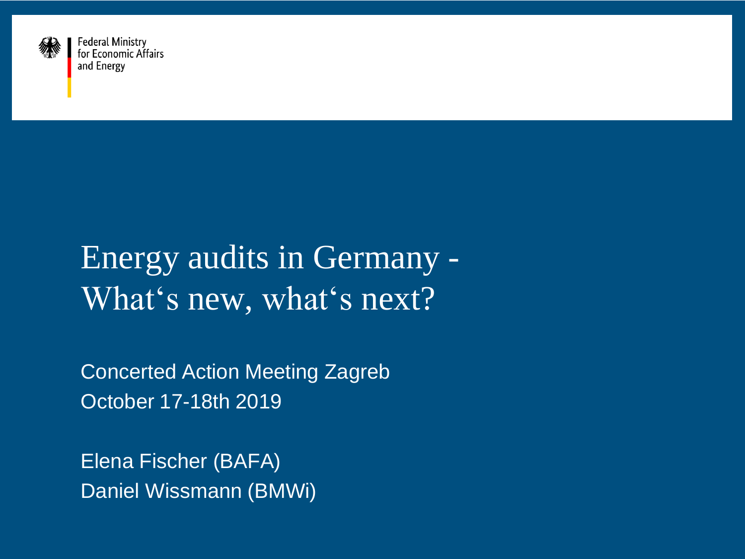Federal Ministry for Economic Affairs and Energy

# Energy audits in Germany - What‘s new, what‘s next?

Concerted Action Meeting Zagreb
October 17-18th 2019

Elena Fischer (BAFA)
Daniel Wissmann (BMWi)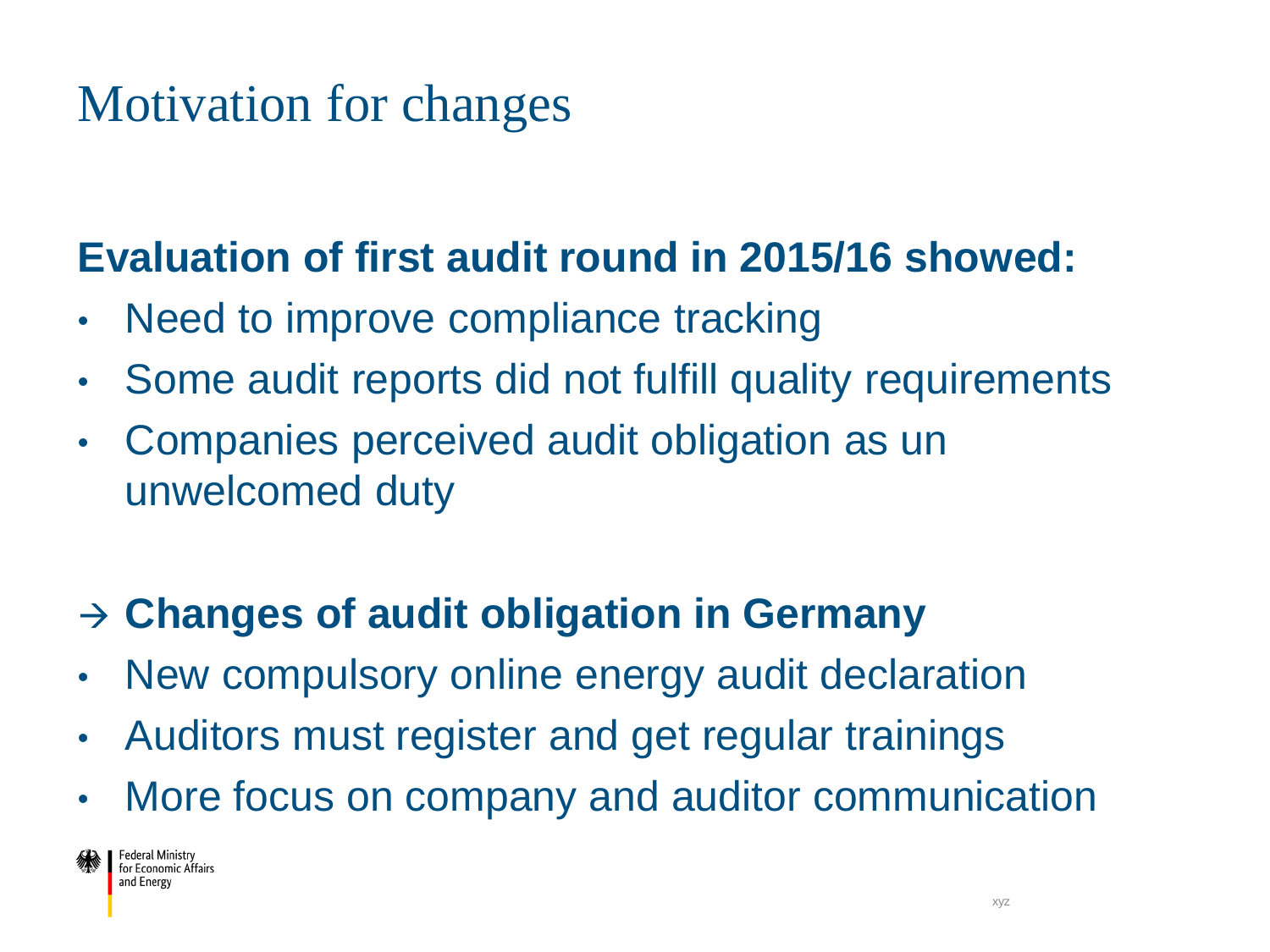# Motivation for changes

**Evaluation of first audit round in 2015/16 showed:**

- Need to improve compliance tracking
- Some audit reports did not fulfill quality requirements
- Companies perceived audit obligation as un unwelcomed duty

→ **Changes of audit obligation in Germany**

- New compulsory online energy audit declaration
- Auditors must register and get regular trainings
- More focus on company and auditor communication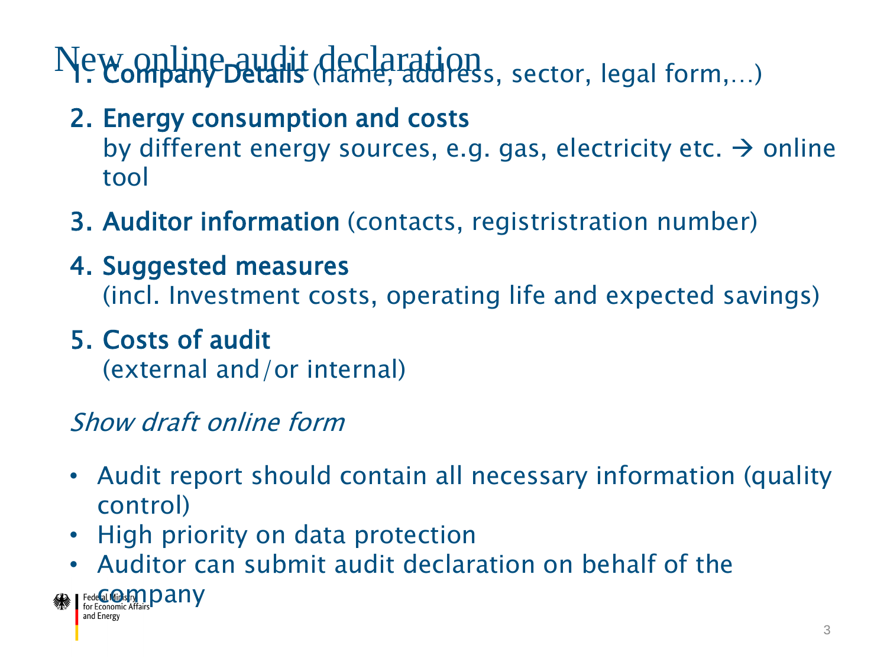# New online audit declaration

1. **Company Details** (name, address, sector, legal form,…)
2. **Energy consumption and costs**
   by different energy sources, e.g. gas, electricity etc. → online tool
3. **Auditor information** (contacts, registristration number)
4. **Suggested measures**
   (incl. Investment costs, operating life and expected savings)
5. **Costs of audit**
   (external and/or internal)

*Show draft online form*

- Audit report should contain all necessary information (quality control)
- High priority on data protection
- Auditor can submit audit declaration on behalf of the company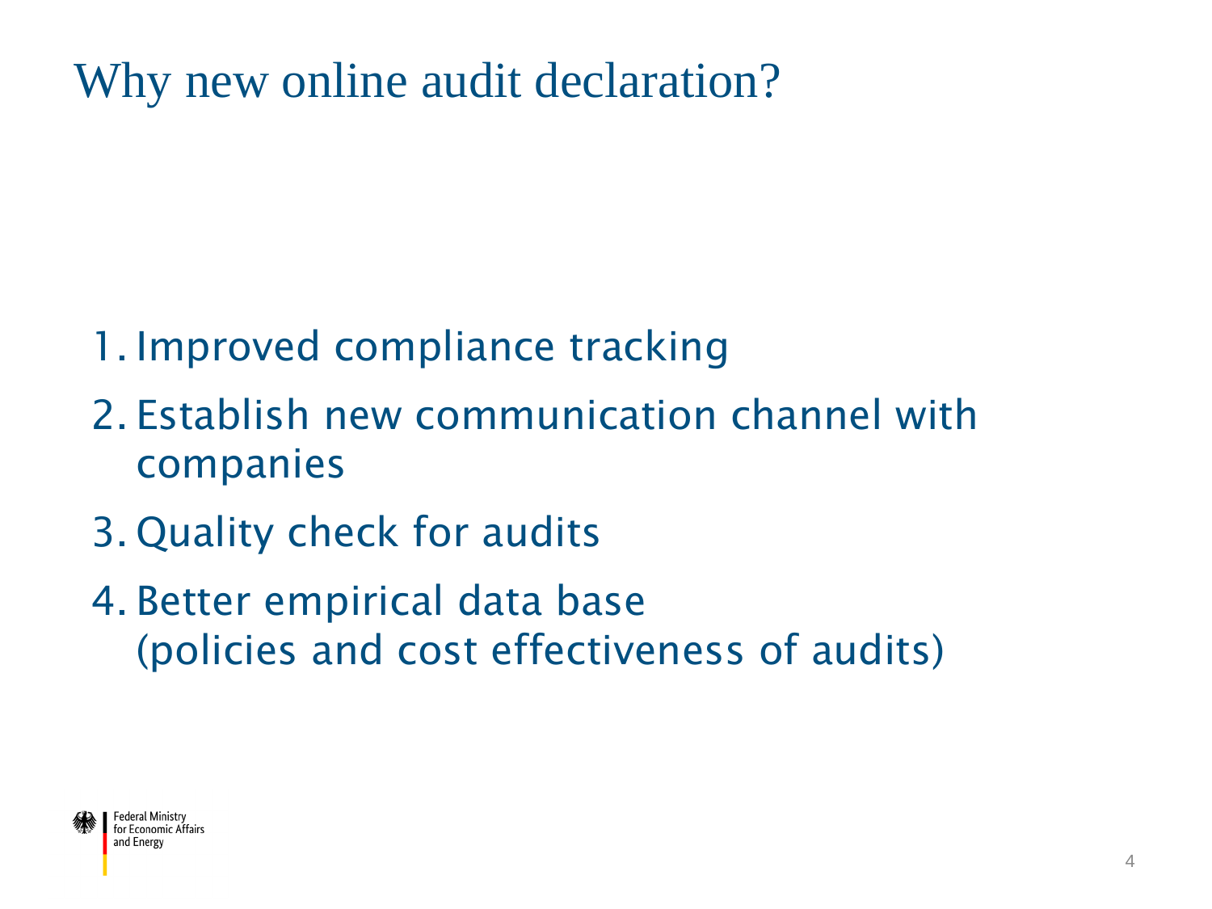# Why new online audit declaration?

1. Improved compliance tracking
2. Establish new communication channel with companies
3. Quality check for audits
4. Better empirical data base (policies and cost effectiveness of audits)

Federal Ministry for Economic Affairs and Energy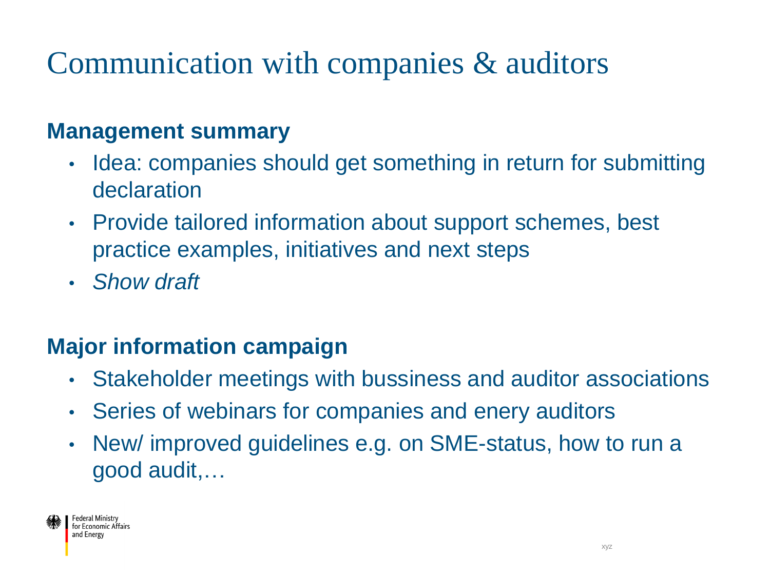# Communication with companies & auditors

## Management summary

- Idea: companies should get something in return for submitting declaration
- Provide tailored information about support schemes, best practice examples, initiatives and next steps
- *Show draft*

## Major information campaign

- Stakeholder meetings with bussiness and auditor associations
- Series of webinars for companies and enery auditors
- New/ improved guidelines e.g. on SME-status, how to run a good audit,…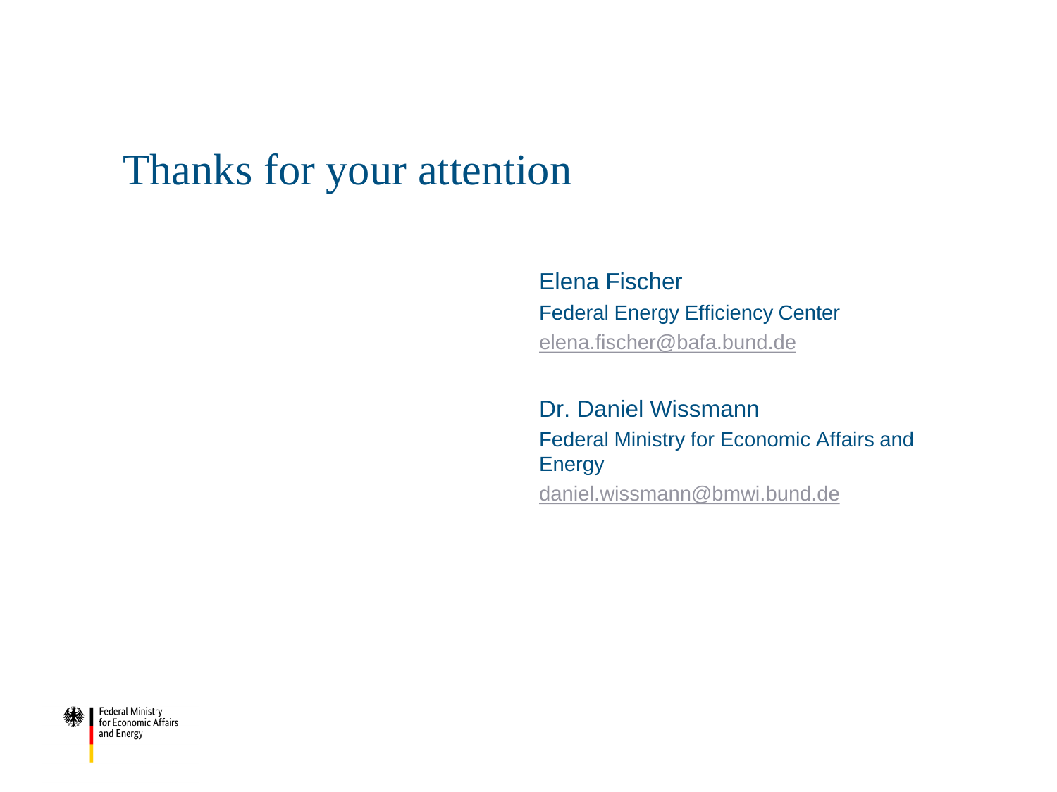# Thanks for your attention

Elena Fischer
Federal Energy Efficiency Center
elena.fischer@bafa.bund.de

Dr. Daniel Wissmann
Federal Ministry for Economic Affairs and Energy
daniel.wissmann@bmwi.bund.de

Federal Ministry for Economic Affairs and Energy